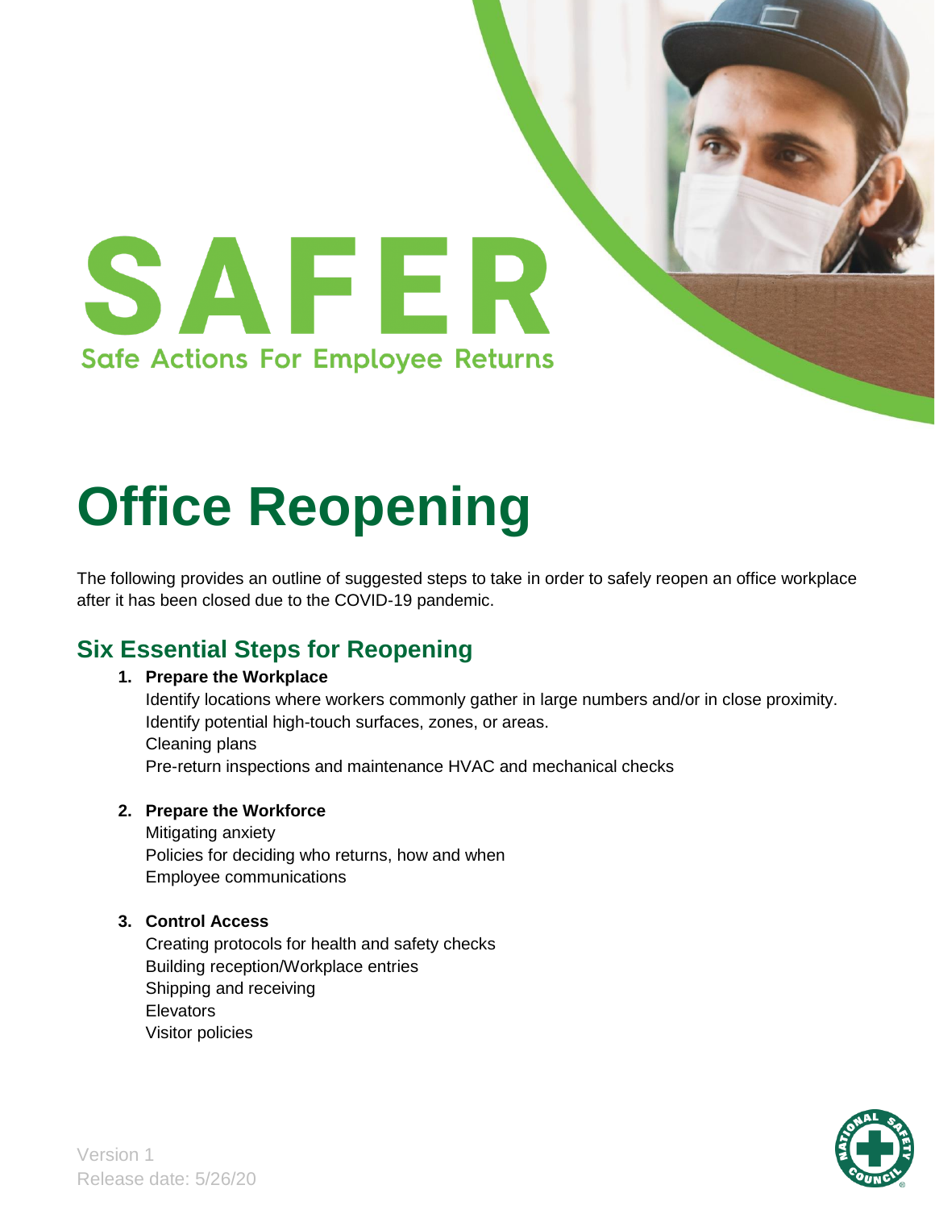# SAFER

Safe Actions For Employee Returns

# Office Reopening

The following provides an outline of suggested steps to take in order to safely reopen an office workplace after it has been closed due to the COVID-19 pandemic.

## Six Essential Steps for Reopening

1. **Prepare the Workplace**
   Identify locations where workers commonly gather in large numbers and/or in close proximity.
   Identify potential high-touch surfaces, zones, or areas.
   Cleaning plans
   Pre-return inspections and maintenance HVAC and mechanical checks

2. **Prepare the Workforce**
   Mitigating anxiety
   Policies for deciding who returns, how and when
   Employee communications

3. **Control Access**
   Creating protocols for health and safety checks
   Building reception/Workplace entries
   Shipping and receiving
   Elevators
   Visitor policies

Version 1
Release date: 5/26/20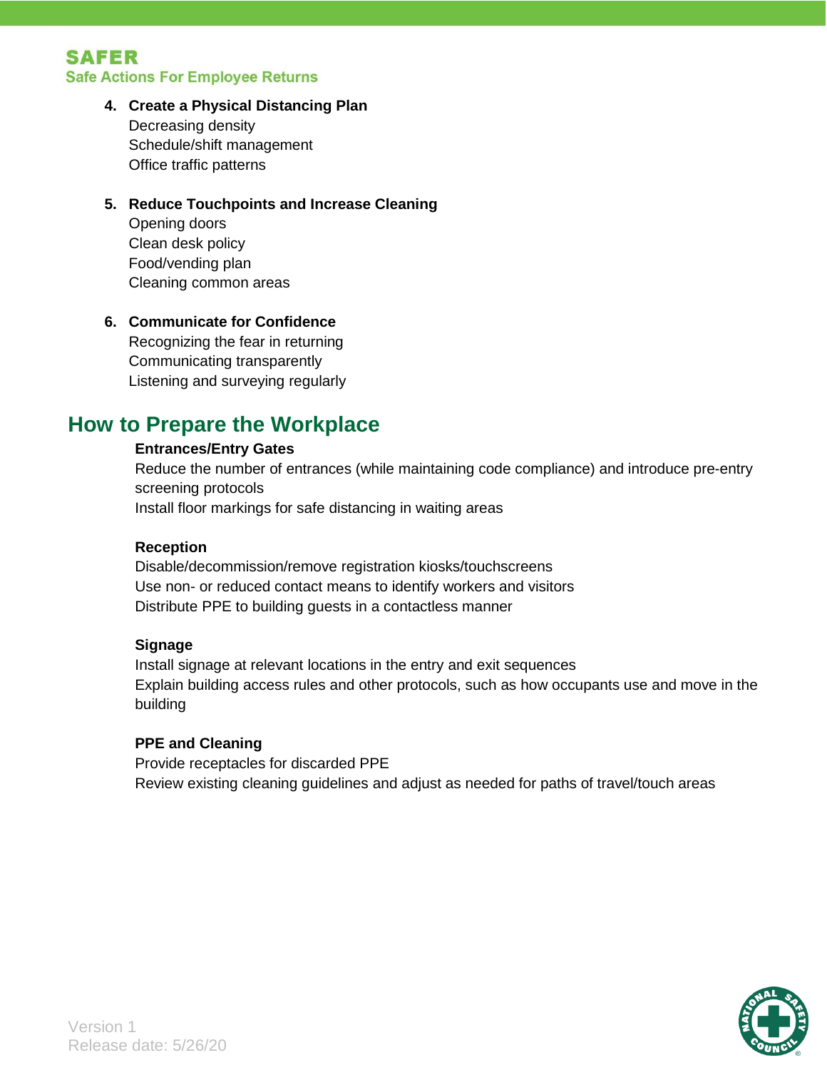4. **Create a Physical Distancing Plan**
   Decreasing density
   Schedule/shift management
   Office traffic patterns

5. **Reduce Touchpoints and Increase Cleaning**
   Opening doors
   Clean desk policy
   Food/vending plan
   Cleaning common areas

6. **Communicate for Confidence**
   Recognizing the fear in returning
   Communicating transparently
   Listening and surveying regularly

## How to Prepare the Workplace

**Entrances/Entry Gates**
Reduce the number of entrances (while maintaining code compliance) and introduce pre-entry screening protocols
Install floor markings for safe distancing in waiting areas

**Reception**
Disable/decommission/remove registration kiosks/touchscreens
Use non- or reduced contact means to identify workers and visitors
Distribute PPE to building guests in a contactless manner

**Signage**
Install signage at relevant locations in the entry and exit sequences
Explain building access rules and other protocols, such as how occupants use and move in the building

**PPE and Cleaning**
Provide receptacles for discarded PPE
Review existing cleaning guidelines and adjust as needed for paths of travel/touch areas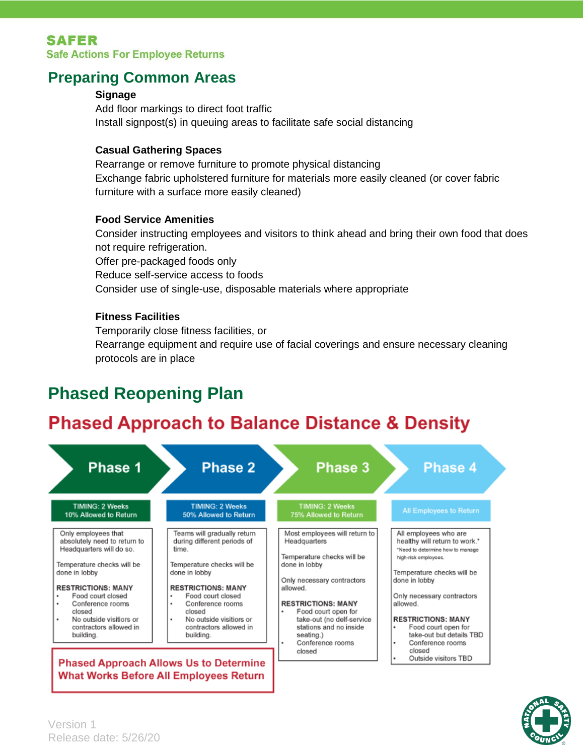**SAFER**
**Safe Actions For Employee Returns**

## Preparing Common Areas

**Signage**
Add floor markings to direct foot traffic
Install signpost(s) in queuing areas to facilitate safe social distancing

**Casual Gathering Spaces**
Rearrange or remove furniture to promote physical distancing
Exchange fabric upholstered furniture for materials more easily cleaned (or cover fabric furniture with a surface more easily cleaned)

**Food Service Amenities**
Consider instructing employees and visitors to think ahead and bring their own food that does not require refrigeration.
Offer pre-packaged foods only
Reduce self-service access to foods
Consider use of single-use, disposable materials where appropriate

**Fitness Facilities**
Temporarily close fitness facilities, or
Rearrange equipment and require use of facial coverings and ensure necessary cleaning protocols are in place

## Phased Reopening Plan

### Phased Approach to Balance Distance & Density

| Phase 1 | Phase 2 | Phase 3 | Phase 4 |
|---|---|---|---|
| TIMING: 2 Weeks<br>10% Allowed to Return | TIMING: 2 Weeks<br>50% Allowed to Return | TIMING: 2 Weeks<br>75% Allowed to Return | All Employees to Return |
| Only employees that absolutely need to return to Headquarters will do so.<br><br>Temperature checks will be done in lobby<br><br>RESTRICTIONS: MANY<br>• Food court closed<br>• Conference rooms closed<br>• No outside visitors or contractors allowed in building. | Teams will gradually return during different periods of time.<br><br>Temperature checks will be done in lobby<br><br>RESTRICTIONS: MANY<br>• Food court closed<br>• Conference rooms closed<br>• No outside visitors or contractors allowed in building. | Most employees will return to Headquarters<br><br>Temperature checks will be done in lobby<br><br>Only necessary contractors allowed.<br><br>RESTRICTIONS: MANY<br>• Food court open for take-out (no delf-service stations and no inside seating.)<br>• Conference rooms closed | All employees who are healthy will return to work.*<br>*Need to determine how to manage high-risk employees.<br><br>Temperature checks will be done in lobby<br><br>Only necessary contractors allowed.<br><br>RESTRICTIONS: MANY<br>• Food court open for take-out but details TBD<br>• Conference rooms closed<br>• Outside visitors TBD |

**Phased Approach Allows Us to Determine What Works Before All Employees Return**

Version 1
Release date: 5/26/20